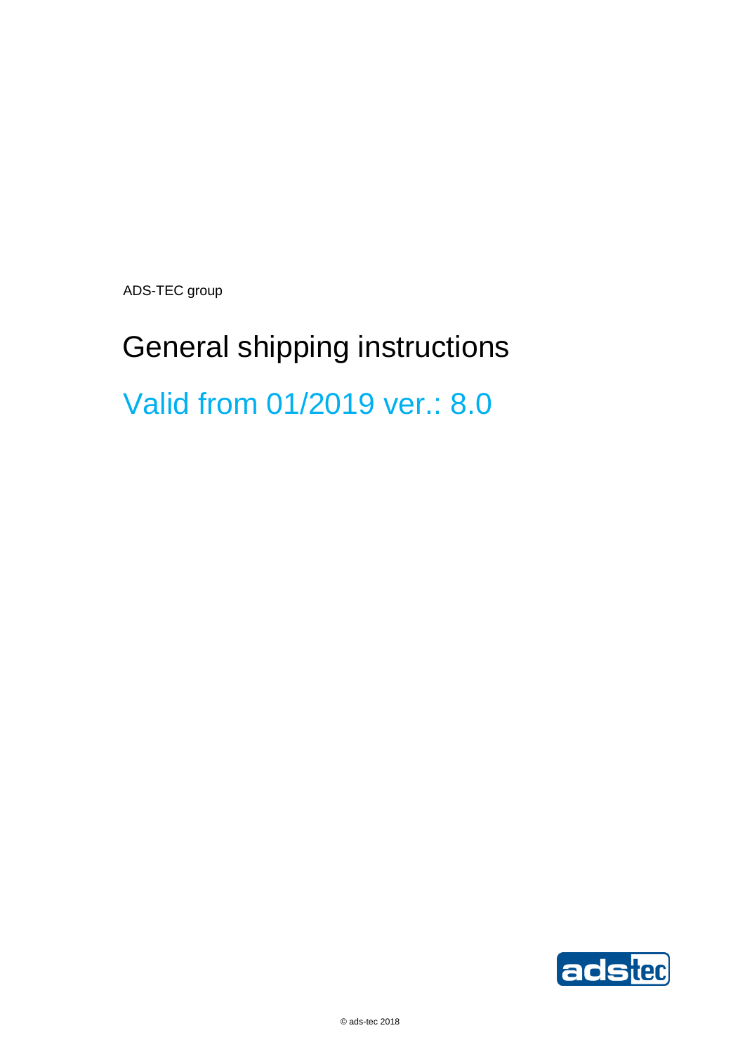ADS-TEC group

# General shipping instructions

## Valid from 01/2019 ver.: 8.0

© ads-tec 2018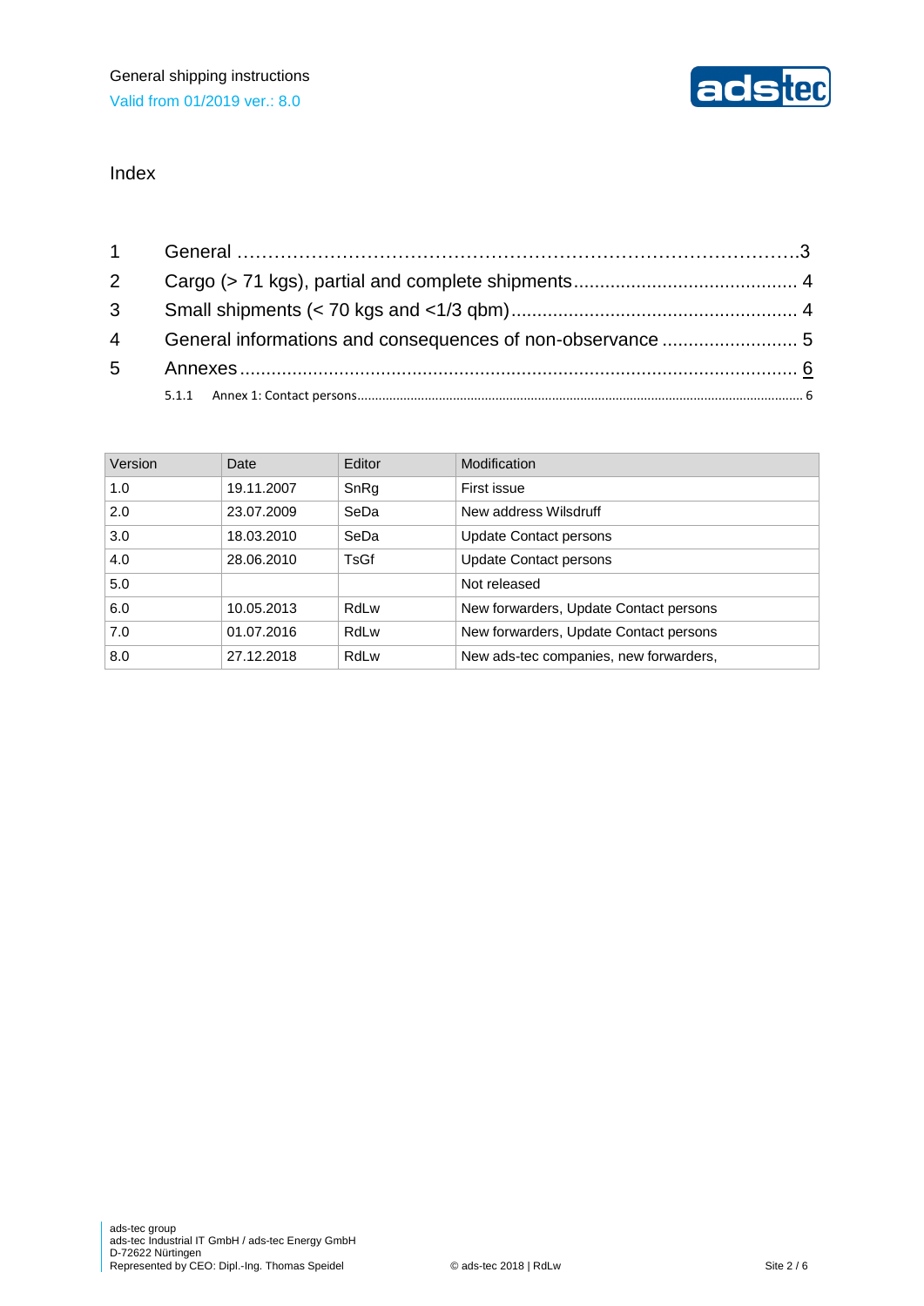## Index

| | | |
|---|---|---|
| 1 | General | 3 |
| 2 | Cargo (> 71 kgs), partial and complete shipments | 4 |
| 3 | Small shipments (< 70 kgs and <1/3 qbm) | 4 |
| 4 | General informations and consequences of non-observance | 5 |
| 5 | Annexes | 6 |
| | 5.1.1 Annex 1: Contact persons | 6 |

| Version | Date | Editor | Modification |
|---|---|---|---|
| 1.0 | 19.11.2007 | SnRg | First issue |
| 2.0 | 23.07.2009 | SeDa | New address Wilsdruff |
| 3.0 | 18.03.2010 | SeDa | Update Contact persons |
| 4.0 | 28.06.2010 | TsGf | Update Contact persons |
| 5.0 | | | Not released |
| 6.0 | 10.05.2013 | RdLw | New forwarders, Update Contact persons |
| 7.0 | 01.07.2016 | RdLw | New forwarders, Update Contact persons |
| 8.0 | 27.12.2018 | RdLw | New ads-tec companies, new forwarders, |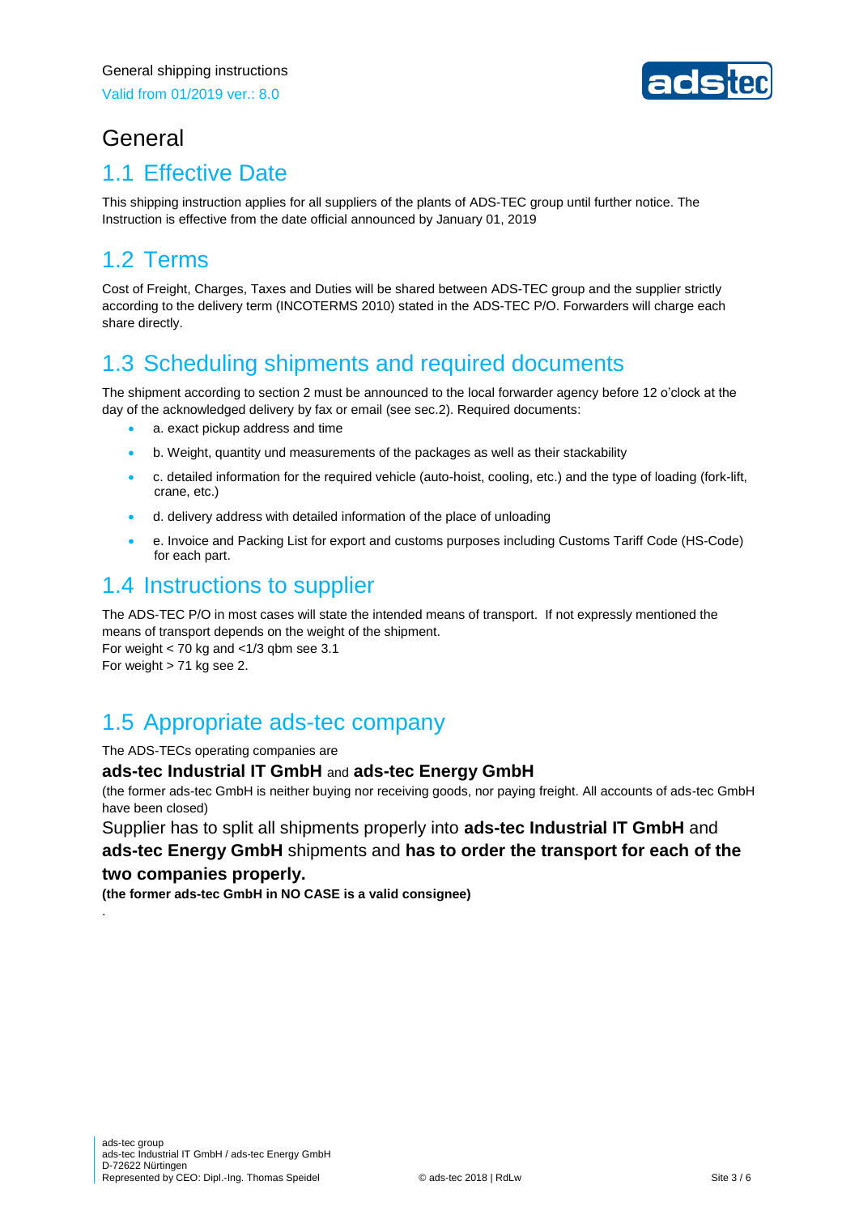# General

## 1.1 Effective Date

This shipping instruction applies for all suppliers of the plants of ADS-TEC group until further notice. The Instruction is effective from the date official announced by January 01, 2019

## 1.2 Terms

Cost of Freight, Charges, Taxes and Duties will be shared between ADS-TEC group and the supplier strictly according to the delivery term (INCOTERMS 2010) stated in the ADS-TEC P/O. Forwarders will charge each share directly.

## 1.3 Scheduling shipments and required documents

The shipment according to section 2 must be announced to the local forwarder agency before 12 o'clock at the day of the acknowledged delivery by fax or email (see sec.2). Required documents:

- a. exact pickup address and time
- b. Weight, quantity und measurements of the packages as well as their stackability
- c. detailed information for the required vehicle (auto-hoist, cooling, etc.) and the type of loading (fork-lift, crane, etc.)
- d. delivery address with detailed information of the place of unloading
- e. Invoice and Packing List for export and customs purposes including Customs Tariff Code (HS-Code) for each part.

## 1.4 Instructions to supplier

The ADS-TEC P/O in most cases will state the intended means of transport. If not expressly mentioned the means of transport depends on the weight of the shipment.
For weight < 70 kg and <1/3 qbm see 3.1
For weight > 71 kg see 2.

## 1.5 Appropriate ads-tec company

The ADS-TECs operating companies are

**ads-tec Industrial IT GmbH** and **ads-tec Energy GmbH**

(the former ads-tec GmbH is neither buying nor receiving goods, nor paying freight. All accounts of ads-tec GmbH have been closed)

Supplier has to split all shipments properly into **ads-tec Industrial IT GmbH** and **ads-tec Energy GmbH** shipments and **has to order the transport for each of the two companies properly.**

**(the former ads-tec GmbH in NO CASE is a valid consignee)**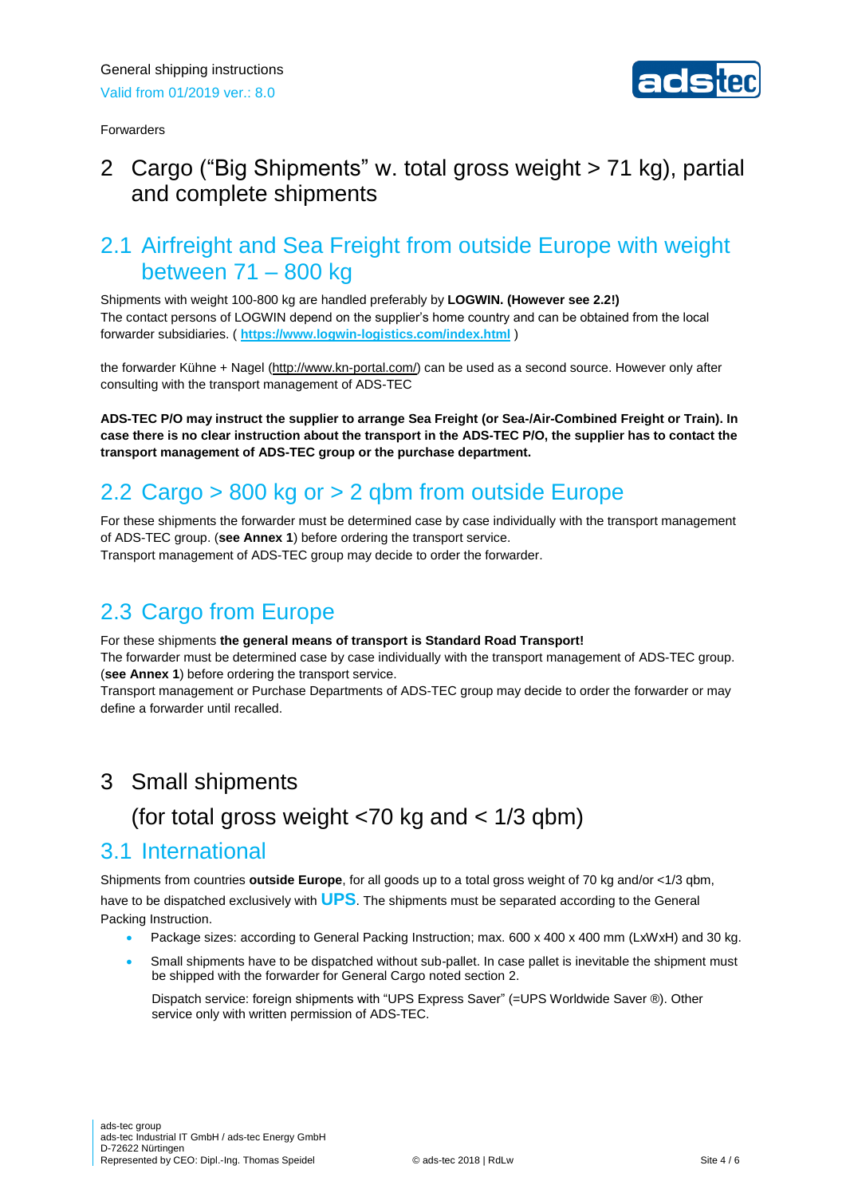Forwarders

# 2 Cargo ("Big Shipments" w. total gross weight > 71 kg), partial and complete shipments

## 2.1 Airfreight and Sea Freight from outside Europe with weight between 71 – 800 kg

Shipments with weight 100-800 kg are handled preferably by **LOGWIN. (However see 2.2!)**
The contact persons of LOGWIN depend on the supplier's home country and can be obtained from the local forwarder subsidiaries. ( **https://www.logwin-logistics.com/index.html** )

the forwarder Kühne + Nagel (http://www.kn-portal.com/) can be used as a second source. However only after consulting with the transport management of ADS-TEC

**ADS-TEC P/O may instruct the supplier to arrange Sea Freight (or Sea-/Air-Combined Freight or Train). In case there is no clear instruction about the transport in the ADS-TEC P/O, the supplier has to contact the transport management of ADS-TEC group or the purchase department.**

## 2.2 Cargo > 800 kg or > 2 qbm from outside Europe

For these shipments the forwarder must be determined case by case individually with the transport management of ADS-TEC group. (**see Annex 1**) before ordering the transport service.
Transport management of ADS-TEC group may decide to order the forwarder.

## 2.3 Cargo from Europe

For these shipments **the general means of transport is Standard Road Transport!**
The forwarder must be determined case by case individually with the transport management of ADS-TEC group. (**see Annex 1**) before ordering the transport service.
Transport management or Purchase Departments of ADS-TEC group may decide to order the forwarder or may define a forwarder until recalled.

# 3 Small shipments (for total gross weight <70 kg and < 1/3 qbm)

## 3.1 International

Shipments from countries **outside Europe**, for all goods up to a total gross weight of 70 kg and/or <1/3 qbm, have to be dispatched exclusively with **UPS**. The shipments must be separated according to the General Packing Instruction.

- Package sizes: according to General Packing Instruction; max. 600 x 400 x 400 mm (LxWxH) and 30 kg.
- Small shipments have to be dispatched without sub-pallet. In case pallet is inevitable the shipment must be shipped with the forwarder for General Cargo noted section 2.

  Dispatch service: foreign shipments with "UPS Express Saver" (=UPS Worldwide Saver ®). Other service only with written permission of ADS-TEC.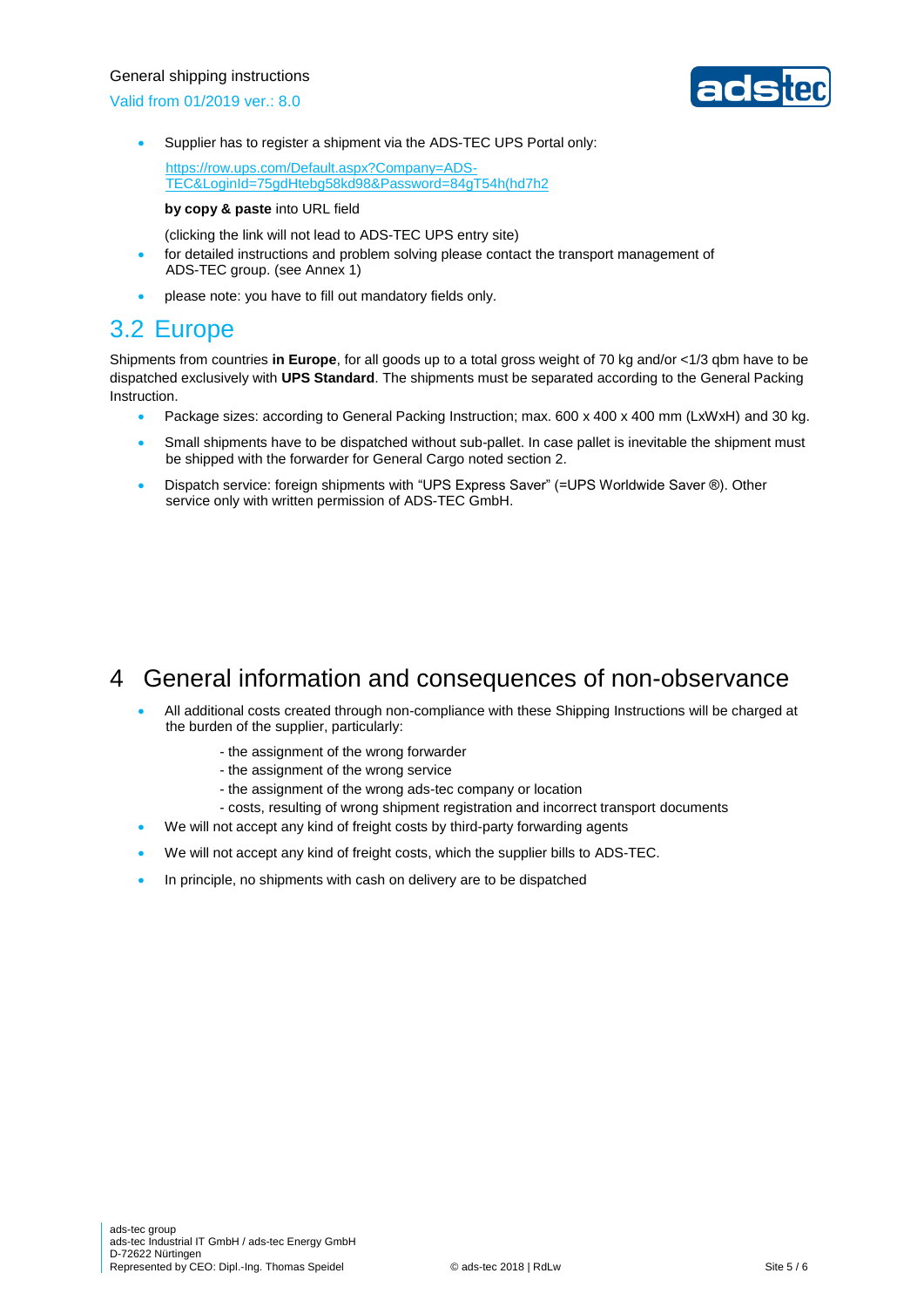- Supplier has to register a shipment via the ADS-TEC UPS Portal only:

  https://row.ups.com/Default.aspx?Company=ADS-TEC&LoginId=75gdHtebg58kd98&Password=84gT54h(hd7h2

  **by copy & paste** into URL field

  (clicking the link will not lead to ADS-TEC UPS entry site)
- for detailed instructions and problem solving please contact the transport management of ADS-TEC group. (see Annex 1)
- please note: you have to fill out mandatory fields only.

## 3.2 Europe

Shipments from countries **in Europe**, for all goods up to a total gross weight of 70 kg and/or <1/3 qbm have to be dispatched exclusively with **UPS Standard**. The shipments must be separated according to the General Packing Instruction.

- Package sizes: according to General Packing Instruction; max. 600 x 400 x 400 mm (LxWxH) and 30 kg.
- Small shipments have to be dispatched without sub-pallet. In case pallet is inevitable the shipment must be shipped with the forwarder for General Cargo noted section 2.
- Dispatch service: foreign shipments with "UPS Express Saver" (=UPS Worldwide Saver ®). Other service only with written permission of ADS-TEC GmbH.

# 4 General information and consequences of non-observance

- All additional costs created through non-compliance with these Shipping Instructions will be charged at the burden of the supplier, particularly:

  - the assignment of the wrong forwarder
  - the assignment of the wrong service
  - the assignment of the wrong ads-tec company or location
  - costs, resulting of wrong shipment registration and incorrect transport documents
- We will not accept any kind of freight costs by third-party forwarding agents
- We will not accept any kind of freight costs, which the supplier bills to ADS-TEC.
- In principle, no shipments with cash on delivery are to be dispatched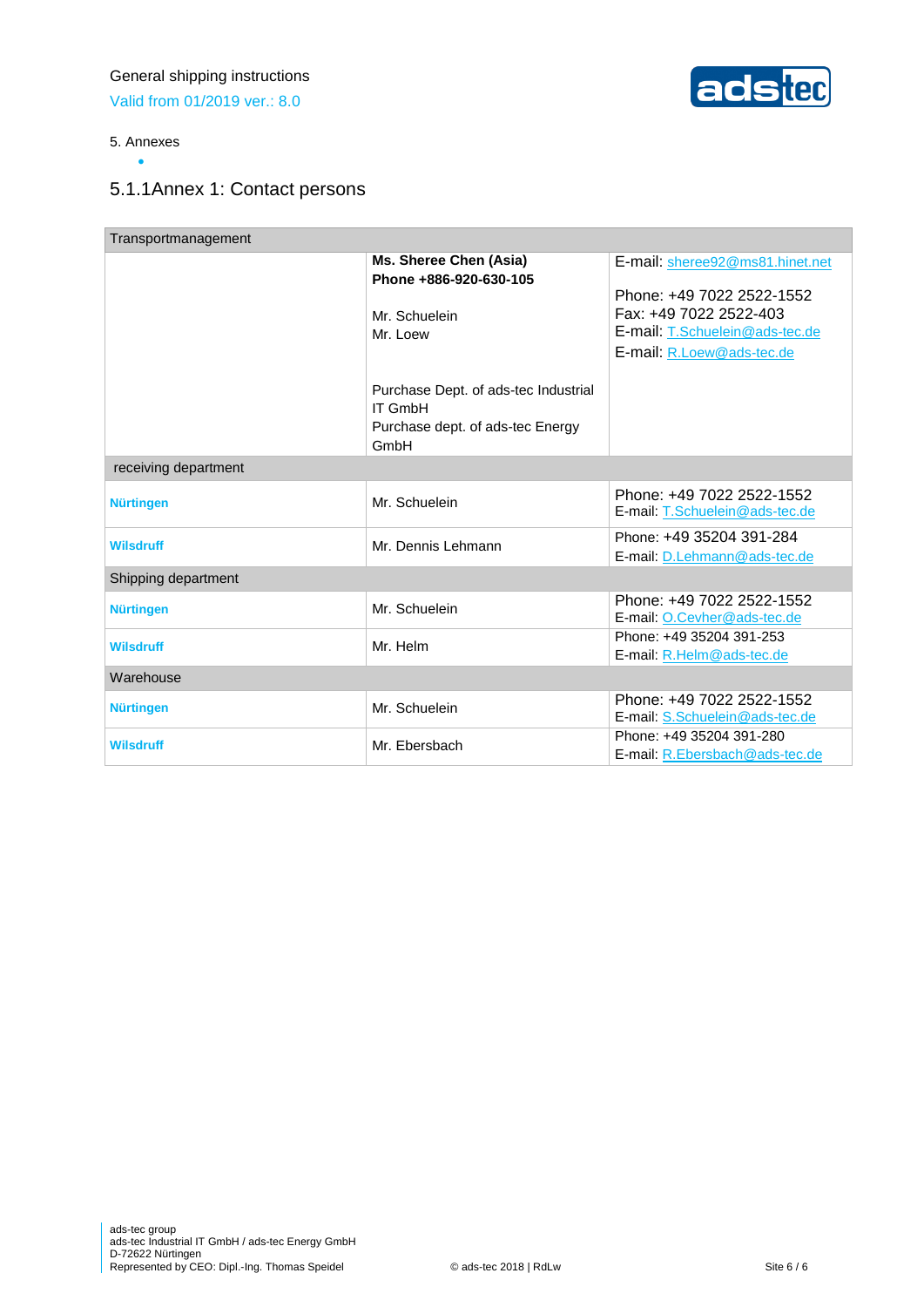5. Annexes

## 5.1.1 Annex 1: Contact persons

| | | |
|---|---|---|
| Transportmanagement | | |
| | **Ms. Sheree Chen (Asia)**<br>**Phone +886-920-630-105**<br><br>Mr. Schuelein<br>Mr. Loew<br><br>Purchase Dept. of ads-tec Industrial IT GmbH<br>Purchase dept. of ads-tec Energy GmbH | E-mail: sheree92@ms81.hinet.net<br><br>Phone: +49 7022 2522-1552<br>Fax: +49 7022 2522-403<br>E-mail: T.Schuelein@ads-tec.de<br>E-mail: R.Loew@ads-tec.de |
| receiving department | | |
| **Nürtingen** | Mr. Schuelein | Phone: +49 7022 2522-1552<br>E-mail: T.Schuelein@ads-tec.de |
| **Wilsdruff** | Mr. Dennis Lehmann | Phone: +49 35204 391-284<br>E-mail: D.Lehmann@ads-tec.de |
| Shipping department | | |
| **Nürtingen** | Mr. Schuelein | Phone: +49 7022 2522-1552<br>E-mail: O.Cevher@ads-tec.de |
| **Wilsdruff** | Mr. Helm | Phone: +49 35204 391-253<br>E-mail: R.Helm@ads-tec.de |
| Warehouse | | |
| **Nürtingen** | Mr. Schuelein | Phone: +49 7022 2522-1552<br>E-mail: S.Schuelein@ads-tec.de |
| **Wilsdruff** | Mr. Ebersbach | Phone: +49 35204 391-280<br>E-mail: R.Ebersbach@ads-tec.de |